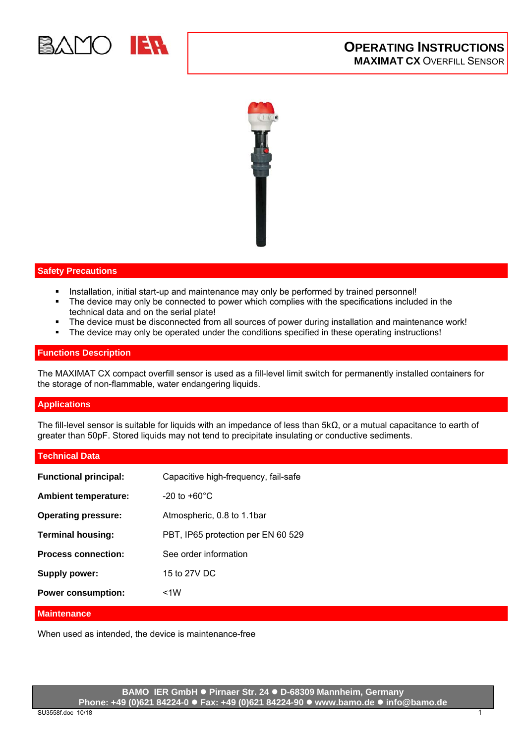# OPERATING INSTRUCTIONS
## MAXIMAT CX OVERFILL SENSOR

## Safety Precautions

- Installation, initial start-up and maintenance may only be performed by trained personnel!
- The device may only be connected to power which complies with the specifications included in the technical data and on the serial plate!
- The device must be disconnected from all sources of power during installation and maintenance work!
- The device may only be operated under the conditions specified in these operating instructions!

## Functions Description

The MAXIMAT CX compact overfill sensor is used as a fill-level limit switch for permanently installed containers for the storage of non-flammable, water endangering liquids.

## Applications

The fill-level sensor is suitable for liquids with an impedance of less than 5kΩ, or a mutual capacitance to earth of greater than 50pF. Stored liquids may not tend to precipitate insulating or conductive sediments.

## Technical Data

| | |
|---|---|
| **Functional principal:** | Capacitive high-frequency, fail-safe |
| **Ambient temperature:** | -20 to +60°C |
| **Operating pressure:** | Atmospheric, 0.8 to 1.1bar |
| **Terminal housing:** | PBT, IP65 protection per EN 60 529 |
| **Process connection:** | See order information |
| **Supply power:** | 15 to 27V DC |
| **Power consumption:** | <1W |

## Maintenance

When used as intended, the device is maintenance-free

**BAMO IER GmbH ● Pirnaer Str. 24 ● D-68309 Mannheim, Germany**
**Phone: +49 (0)621 84224-0 ● Fax: +49 (0)621 84224-90 ● www.bamo.de ● info@bamo.de**

SU3558f.doc 10/18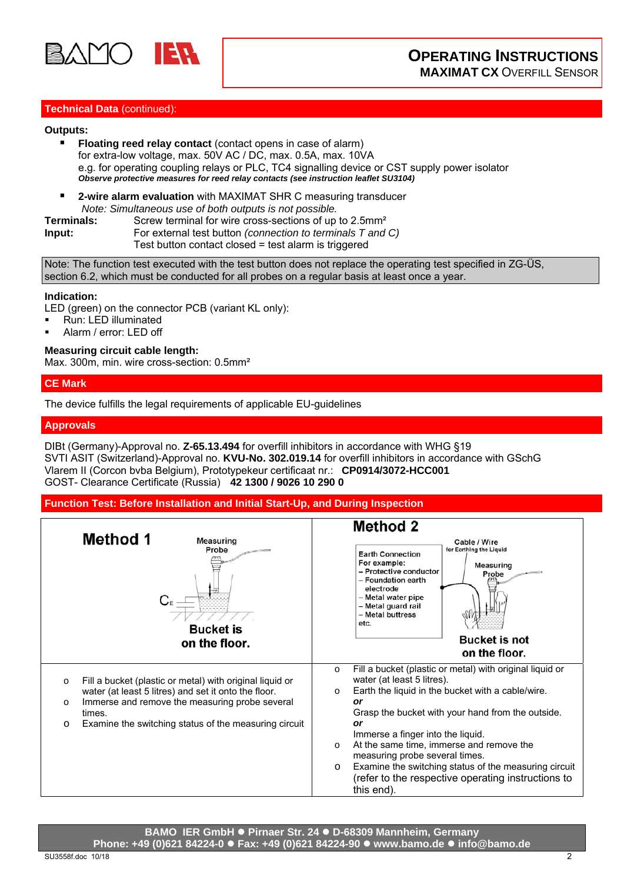## Technical Data (continued):

**Outputs:**

- **Floating reed relay contact** (contact opens in case of alarm)
  for extra-low voltage, max. 50V AC / DC, max. 0.5A, max. 10VA
  e.g. for operating coupling relays or PLC, TC4 signalling device or CST supply power isolator
  ***Observe protective measures for reed relay contacts (see instruction leaflet SU3104)***
- **2-wire alarm evaluation** with MAXIMAT SHR C measuring transducer
  *Note: Simultaneous use of both outputs is not possible.*

**Terminals:** Screw terminal for wire cross-sections of up to 2.5mm²

**Input:** For external test button *(connection to terminals T and C)*
Test button contact closed = test alarm is triggered

Note: The function test executed with the test button does not replace the operating test specified in ZG-ÜS, section 6.2, which must be conducted for all probes on a regular basis at least once a year.

**Indication:**
LED (green) on the connector PCB (variant KL only):

- Run: LED illuminated
- Alarm / error: LED off

**Measuring circuit cable length:**
Max. 300m, min. wire cross-section: 0.5mm²

## CE Mark

The device fulfills the legal requirements of applicable EU-guidelines

## Approvals

DIBt (Germany)-Approval no. **Z-65.13.494** for overfill inhibitors in accordance with WHG §19
SVTI ASIT (Switzerland)-Approval no. **KVU-No. 302.019.14** for overfill inhibitors in accordance with GSchG
Vlarem II (Corcon bvba Belgium), Prototypekeur certificaat nr.: **CP0914/3072-HCC001**
GOST- Clearance Certificate (Russia) **42 1300 / 9026 10 290 0**

## Function Test: Before Installation and Initial Start-Up, and During Inspection

| Method 1 | Method 2 |
|---|---|
| Measuring Probe; $C_E$; **Bucket is on the floor.** | Cable / Wire for Earthing the Liquid; Earth Connection For example: – Protective conductor – Foundation earth electrode – Metal water pipe – Metal guard rail – Metal buttress etc.; Measuring Probe; **Bucket is not on the floor.** |
| o Fill a bucket (plastic or metal) with original liquid or water (at least 5 litres) and set it onto the floor.<br>o Immerse and remove the measuring probe several times.<br>o Examine the switching status of the measuring circuit | o Fill a bucket (plastic or metal) with original liquid or water (at least 5 litres).<br>o Earth the liquid in the bucket with a cable/wire.<br>***or***<br>Grasp the bucket with your hand from the outside.<br>***or***<br>Immerse a finger into the liquid.<br>o At the same time, immerse and remove the measuring probe several times.<br>o Examine the switching status of the measuring circuit (refer to the respective operating instructions to this end). |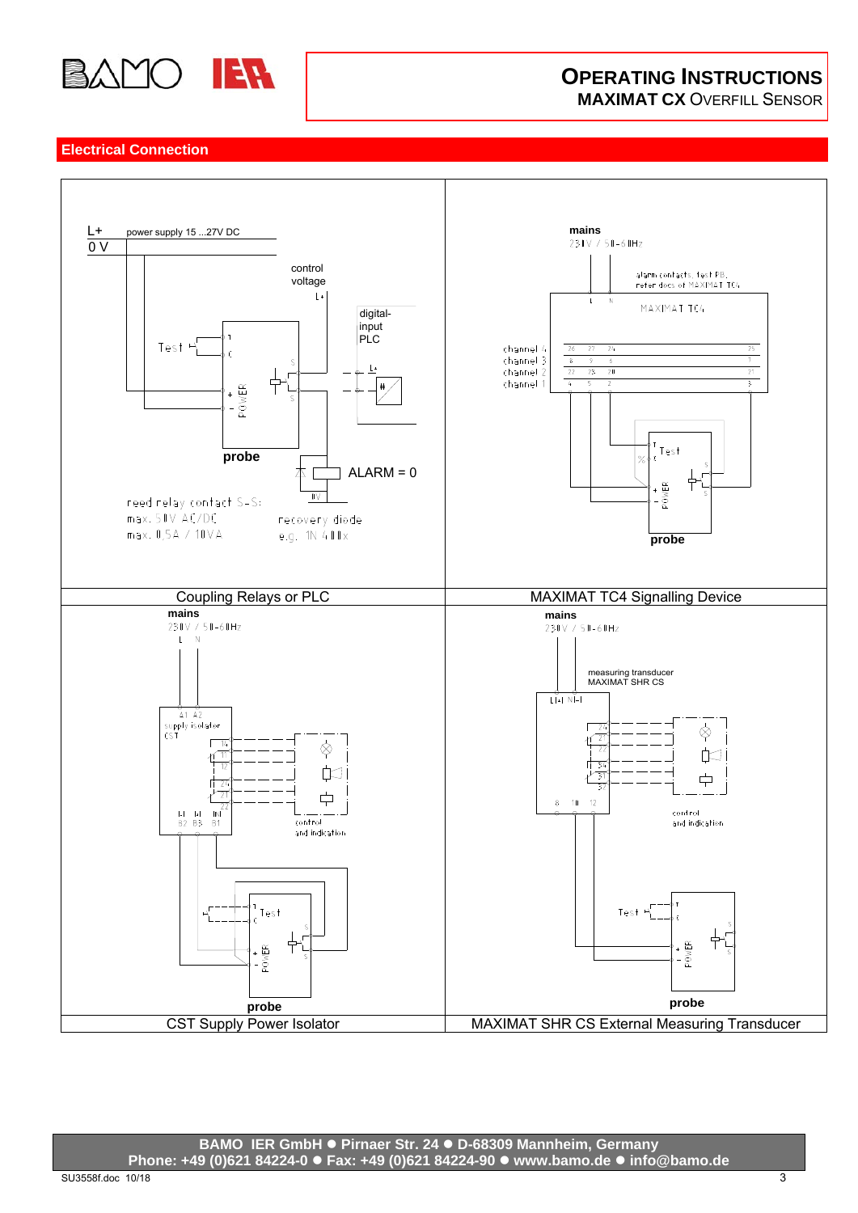## Electrical Connection

L+ power supply 15 ...27V DC

0 V

control voltage

L+

digital-input PLC

Test

probe

ALARM = 0

reed relay contact S-S:
max. 50V AC/DC
max. 0.5A / 10VA

recovery diode
e.g. 1N 4001

Coupling Relays or PLC

mains
230V / 50-60Hz

alarm contacts, test PB, retardocs of MAXIMAT TC4

MAXIMAT TC4

channel 4
channel 3
channel 2
channel 1

Test

probe

MAXIMAT TC4 Signalling Device

mains
230V / 50-60Hz

supply isolator CST

control and indication

Test

probe

CST Supply Power Isolator

mains
230V / 50-60Hz

measuring transducer
MAXIMAT SHR CS

control and indication

Test

probe

MAXIMAT SHR CS External Measuring Transducer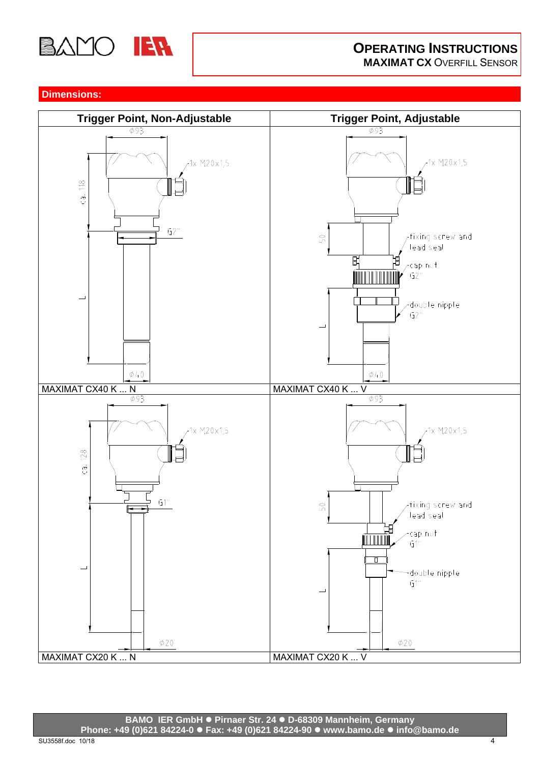## Dimensions:

| Trigger Point, Non-Adjustable | Trigger Point, Adjustable |
|---|---|
| MAXIMAT CX40 K ... N | MAXIMAT CX40 K ... V |
| MAXIMAT CX20 K ... N | MAXIMAT CX20 K ... V |

Ø93
1x M20x1,5
ca. 118
G2"
L
Ø40

Ø93
1x M20x1,5
50
fixing screw and lead seal
cap nut G2"
double nipple G2"
L
Ø40

Ø93
1x M20x1,5
ca. 128
G1"
L
Ø20

Ø93
1x M20x1,5
50
fixing screw and lead seal
cap nut G1"
double nipple G1"
L
Ø20

**BAMO IER GmbH ● Pirnaer Str. 24 ● D-68309 Mannheim, Germany**
**Phone: +49 (0)621 84224-0 ● Fax: +49 (0)621 84224-90 ● www.bamo.de ● info@bamo.de**

SU3558f.doc 10/18